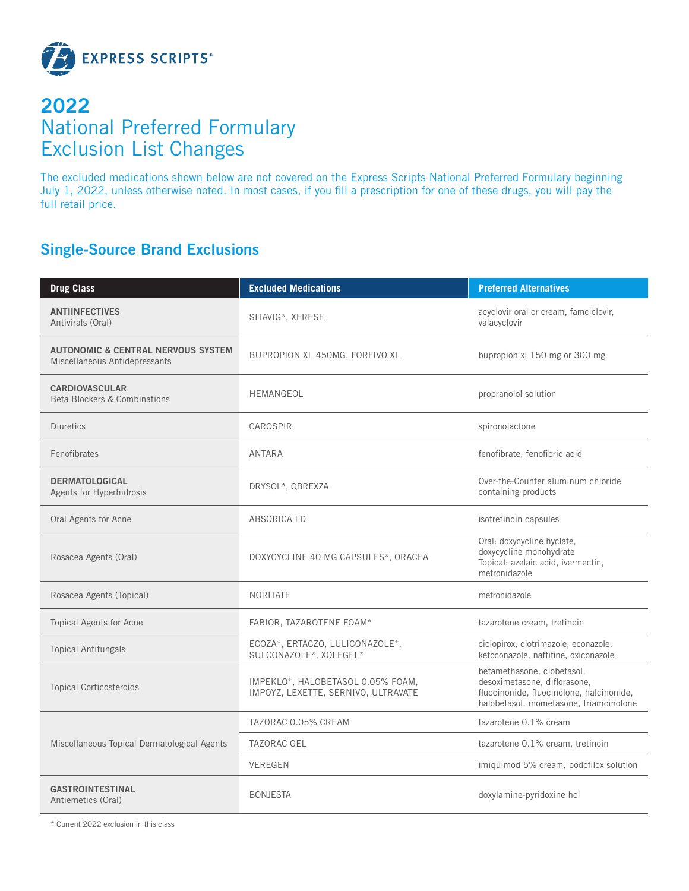# 2022 National Preferred Formulary Exclusion List Changes

The excluded medications shown below are not covered on the Express Scripts National Preferred Formulary beginning July 1, 2022, unless otherwise noted. In most cases, if you fill a prescription for one of these drugs, you will pay the full retail price.

## Single-Source Brand Exclusions

| Drug Class | Excluded Medications | Preferred Alternatives |
|---|---|---|
| **ANTIINFECTIVES** Antivirals (Oral) | SITAVIG*, XERESE | acyclovir oral or cream, famciclovir, valacyclovir |
| **AUTONOMIC & CENTRAL NERVOUS SYSTEM** Miscellaneous Antidepressants | BUPROPION XL 450MG, FORFIVO XL | bupropion xl 150 mg or 300 mg |
| **CARDIOVASCULAR** Beta Blockers & Combinations | HEMANGEOL | propranolol solution |
| Diuretics | CAROSPIR | spironolactone |
| Fenofibrates | ANTARA | fenofibrate, fenofibric acid |
| **DERMATOLOGICAL** Agents for Hyperhidrosis | DRYSOL*, QBREXZA | Over-the-Counter aluminum chloride containing products |
| Oral Agents for Acne | ABSORICA LD | isotretinoin capsules |
| Rosacea Agents (Oral) | DOXYCYCLINE 40 MG CAPSULES*, ORACEA | Oral: doxycycline hyclate, doxycycline monohydrate Topical: azelaic acid, ivermectin, metronidazole |
| Rosacea Agents (Topical) | NORITATE | metronidazole |
| Topical Agents for Acne | FABIOR, TAZAROTENE FOAM* | tazarotene cream, tretinoin |
| Topical Antifungals | ECOZA*, ERTACZO, LULICONAZOLE*, SULCONAZOLE*, XOLEGEL* | ciclopirox, clotrimazole, econazole, ketoconazole, naftifine, oxiconazole |
| Topical Corticosteroids | IMPEKLO*, HALOBETASOL 0.05% FOAM, IMPOYZ, LEXETTE, SERNIVO, ULTRAVATE | betamethasone, clobetasol, desoximetasone, diflorasone, fluocinonide, fluocinolone, halcinonide, halobetasol, mometasone, triamcinolone |
| Miscellaneous Topical Dermatological Agents | TAZORAC 0.05% CREAM | tazarotene 0.1% cream |
| | TAZORAC GEL | tazarotene 0.1% cream, tretinoin |
| | VEREGEN | imiquimod 5% cream, podofilox solution |
| **GASTROINTESTINAL** Antiemetics (Oral) | BONJESTA | doxylamine-pyridoxine hcl |

\* Current 2022 exclusion in this class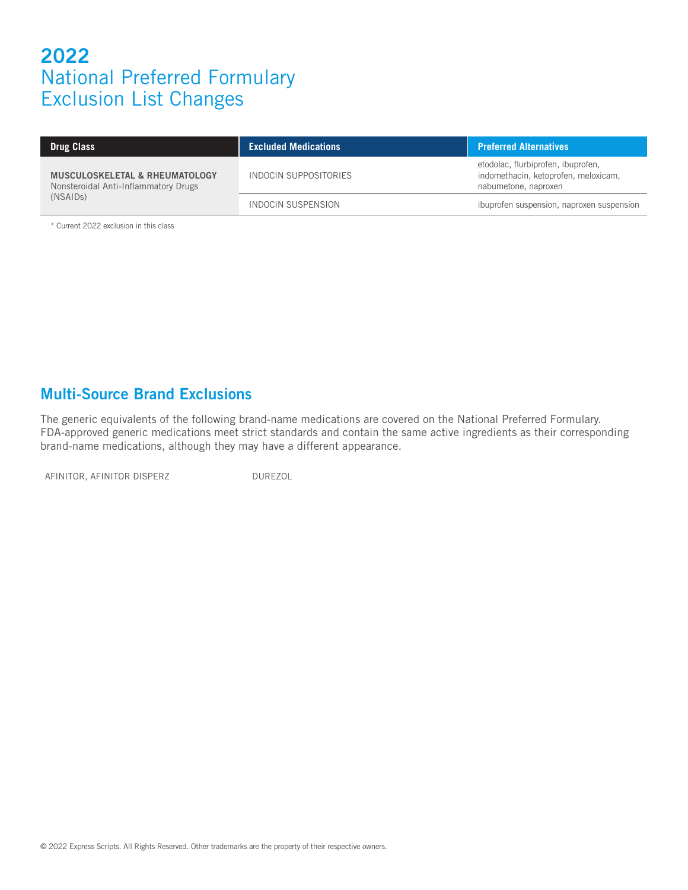# 2022
## National Preferred Formulary Exclusion List Changes

| Drug Class | Excluded Medications | Preferred Alternatives |
|---|---|---|
| **MUSCULOSKELETAL & RHEUMATOLOGY** Nonsteroidal Anti-Inflammatory Drugs (NSAIDs) | INDOCIN SUPPOSITORIES | etodolac, flurbiprofen, ibuprofen, indomethacin, ketoprofen, meloxicam, nabumetone, naproxen |
| | INDOCIN SUSPENSION | ibuprofen suspension, naproxen suspension |

* Current 2022 exclusion in this class

## Multi-Source Brand Exclusions

The generic equivalents of the following brand-name medications are covered on the National Preferred Formulary. FDA-approved generic medications meet strict standards and contain the same active ingredients as their corresponding brand-name medications, although they may have a different appearance.

AFINITOR, AFINITOR DISPERZ

DUREZOL

© 2022 Express Scripts. All Rights Reserved. Other trademarks are the property of their respective owners.